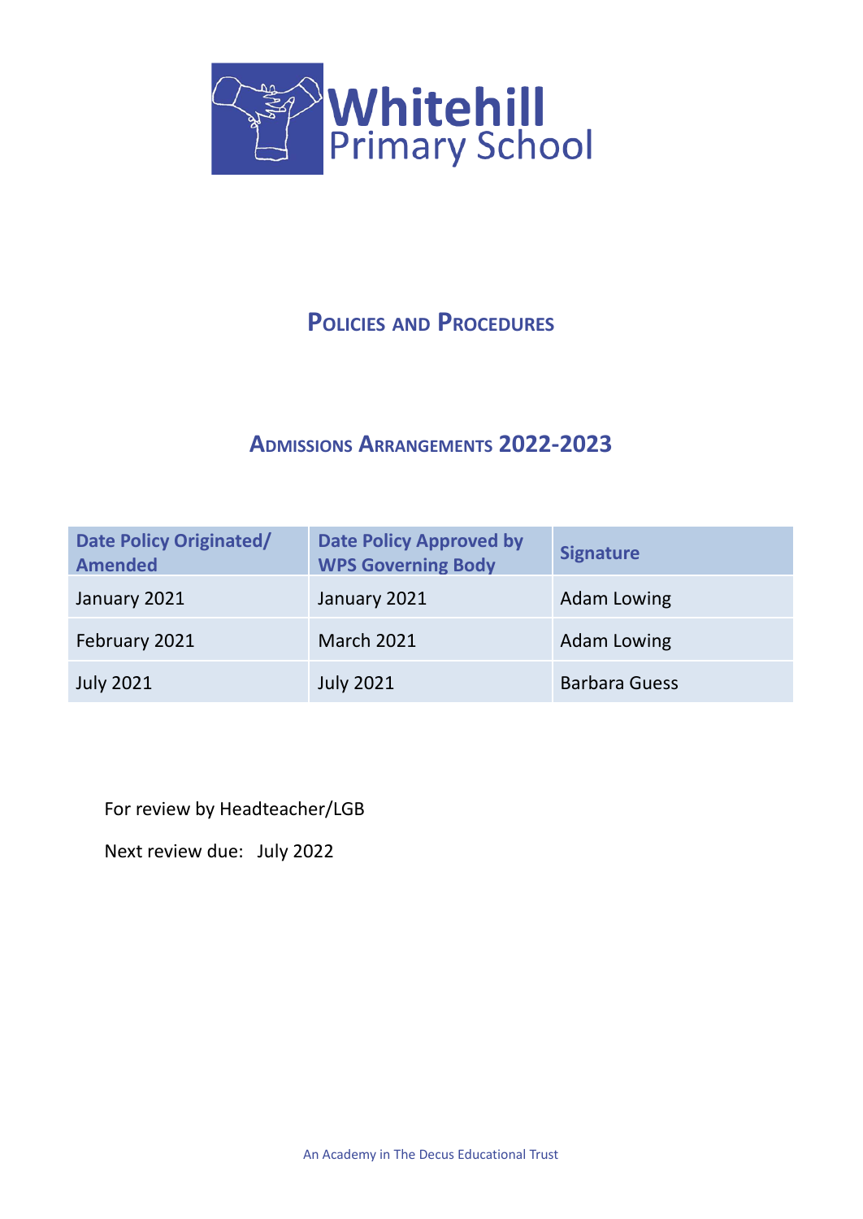# Whitehill Primary School

## Policies and Procedures

## Admissions Arrangements 2022-2023

| Date Policy Originated/ Amended | Date Policy Approved by WPS Governing Body | Signature |
|---|---|---|
| January 2021 | January 2021 | Adam Lowing |
| February 2021 | March 2021 | Adam Lowing |
| July 2021 | July 2021 | Barbara Guess |

For review by Headteacher/LGB

Next review due: July 2022

An Academy in The Decus Educational Trust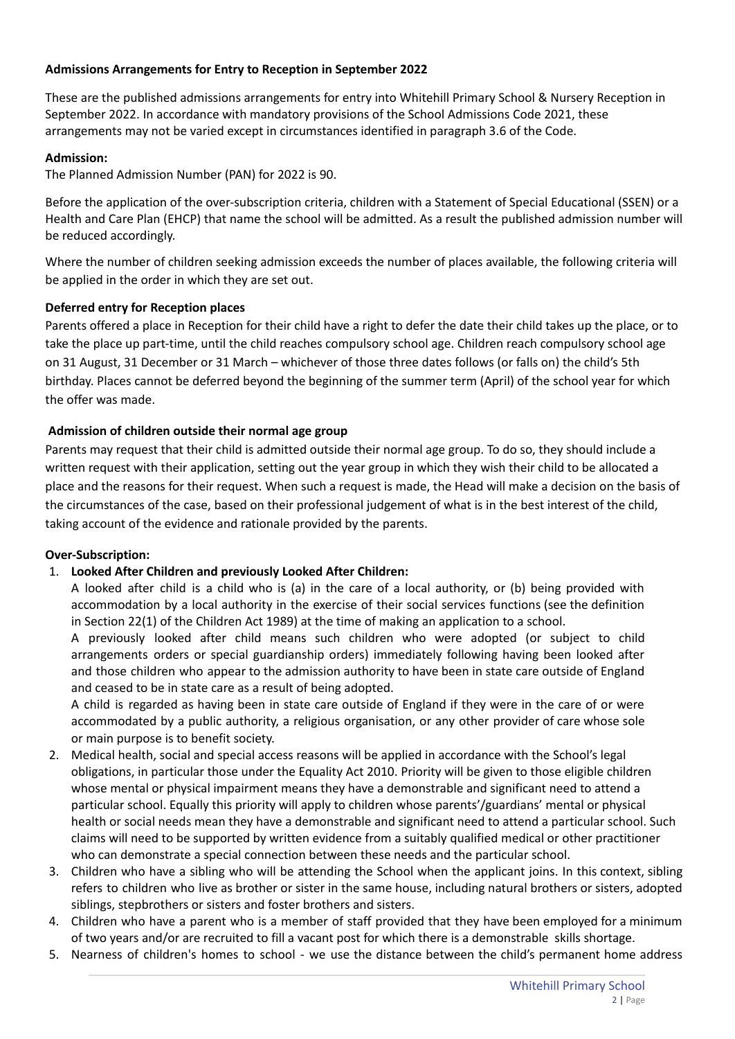**Admissions Arrangements for Entry to Reception in September 2022**

These are the published admissions arrangements for entry into Whitehill Primary School & Nursery Reception in September 2022. In accordance with mandatory provisions of the School Admissions Code 2021, these arrangements may not be varied except in circumstances identified in paragraph 3.6 of the Code.

**Admission:**
The Planned Admission Number (PAN) for 2022 is 90.

Before the application of the over-subscription criteria, children with a Statement of Special Educational (SSEN) or a Health and Care Plan (EHCP) that name the school will be admitted. As a result the published admission number will be reduced accordingly.

Where the number of children seeking admission exceeds the number of places available, the following criteria will be applied in the order in which they are set out.

**Deferred entry for Reception places**
Parents offered a place in Reception for their child have a right to defer the date their child takes up the place, or to take the place up part-time, until the child reaches compulsory school age. Children reach compulsory school age on 31 August, 31 December or 31 March – whichever of those three dates follows (or falls on) the child's 5th birthday. Places cannot be deferred beyond the beginning of the summer term (April) of the school year for which the offer was made.

**Admission of children outside their normal age group**
Parents may request that their child is admitted outside their normal age group. To do so, they should include a written request with their application, setting out the year group in which they wish their child to be allocated a place and the reasons for their request. When such a request is made, the Head will make a decision on the basis of the circumstances of the case, based on their professional judgement of what is in the best interest of the child, taking account of the evidence and rationale provided by the parents.

**Over-Subscription:**

1. **Looked After Children and previously Looked After Children:**
   A looked after child is a child who is (a) in the care of a local authority, or (b) being provided with accommodation by a local authority in the exercise of their social services functions (see the definition in Section 22(1) of the Children Act 1989) at the time of making an application to a school.
   A previously looked after child means such children who were adopted (or subject to child arrangements orders or special guardianship orders) immediately following having been looked after and those children who appear to the admission authority to have been in state care outside of England and ceased to be in state care as a result of being adopted.
   A child is regarded as having been in state care outside of England if they were in the care of or were accommodated by a public authority, a religious organisation, or any other provider of care whose sole or main purpose is to benefit society.
2. Medical health, social and special access reasons will be applied in accordance with the School's legal obligations, in particular those under the Equality Act 2010. Priority will be given to those eligible children whose mental or physical impairment means they have a demonstrable and significant need to attend a particular school. Equally this priority will apply to children whose parents'/guardians' mental or physical health or social needs mean they have a demonstrable and significant need to attend a particular school. Such claims will need to be supported by written evidence from a suitably qualified medical or other practitioner who can demonstrate a special connection between these needs and the particular school.
3. Children who have a sibling who will be attending the School when the applicant joins. In this context, sibling refers to children who live as brother or sister in the same house, including natural brothers or sisters, adopted siblings, stepbrothers or sisters and foster brothers and sisters.
4. Children who have a parent who is a member of staff provided that they have been employed for a minimum of two years and/or are recruited to fill a vacant post for which there is a demonstrable skills shortage.
5. Nearness of children's homes to school - we use the distance between the child's permanent home address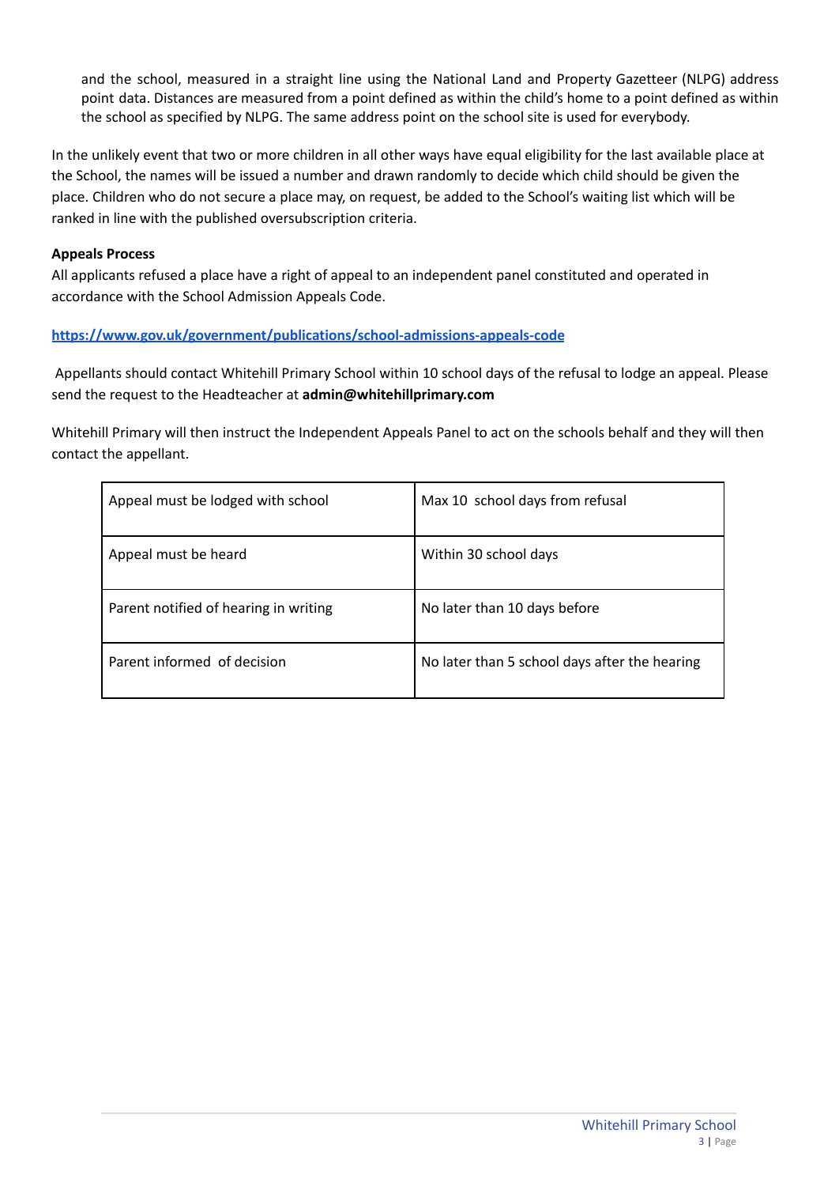and the school, measured in a straight line using the National Land and Property Gazetteer (NLPG) address point data. Distances are measured from a point defined as within the child's home to a point defined as within the school as specified by NLPG. The same address point on the school site is used for everybody.

In the unlikely event that two or more children in all other ways have equal eligibility for the last available place at the School, the names will be issued a number and drawn randomly to decide which child should be given the place. Children who do not secure a place may, on request, be added to the School's waiting list which will be ranked in line with the published oversubscription criteria.

**Appeals Process**

All applicants refused a place have a right of appeal to an independent panel constituted and operated in accordance with the School Admission Appeals Code.

**https://www.gov.uk/government/publications/school-admissions-appeals-code**

Appellants should contact Whitehill Primary School within 10 school days of the refusal to lodge an appeal. Please send the request to the Headteacher at **admin@whitehillprimary.com**

Whitehill Primary will then instruct the Independent Appeals Panel to act on the schools behalf and they will then contact the appellant.

| | |
|---|---|
| Appeal must be lodged with school | Max 10 school days from refusal |
| Appeal must be heard | Within 30 school days |
| Parent notified of hearing in writing | No later than 10 days before |
| Parent informed of decision | No later than 5 school days after the hearing |